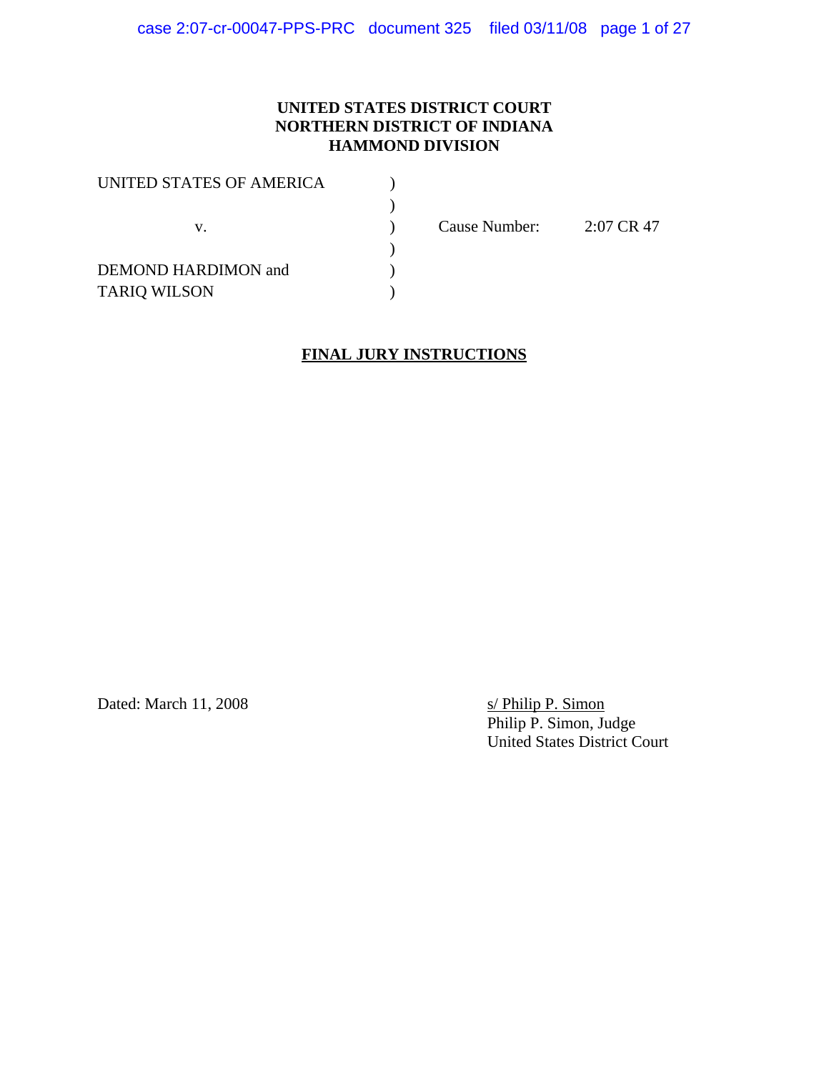**UNITED STATES DISTRICT COURT**
**NORTHERN DISTRICT OF INDIANA**
**HAMMOND DIVISION**

| | | | |
|---|---|---|---|
| UNITED STATES OF AMERICA | ) | | |
| | ) | | |
| v. | ) | Cause Number: | 2:07 CR 47 |
| | ) | | |
| DEMOND HARDIMON and | ) | | |
| TARIQ WILSON | ) | | |

**FINAL JURY INSTRUCTIONS**

Dated: March 11, 2008

s/ Philip P. Simon
Philip P. Simon, Judge
United States District Court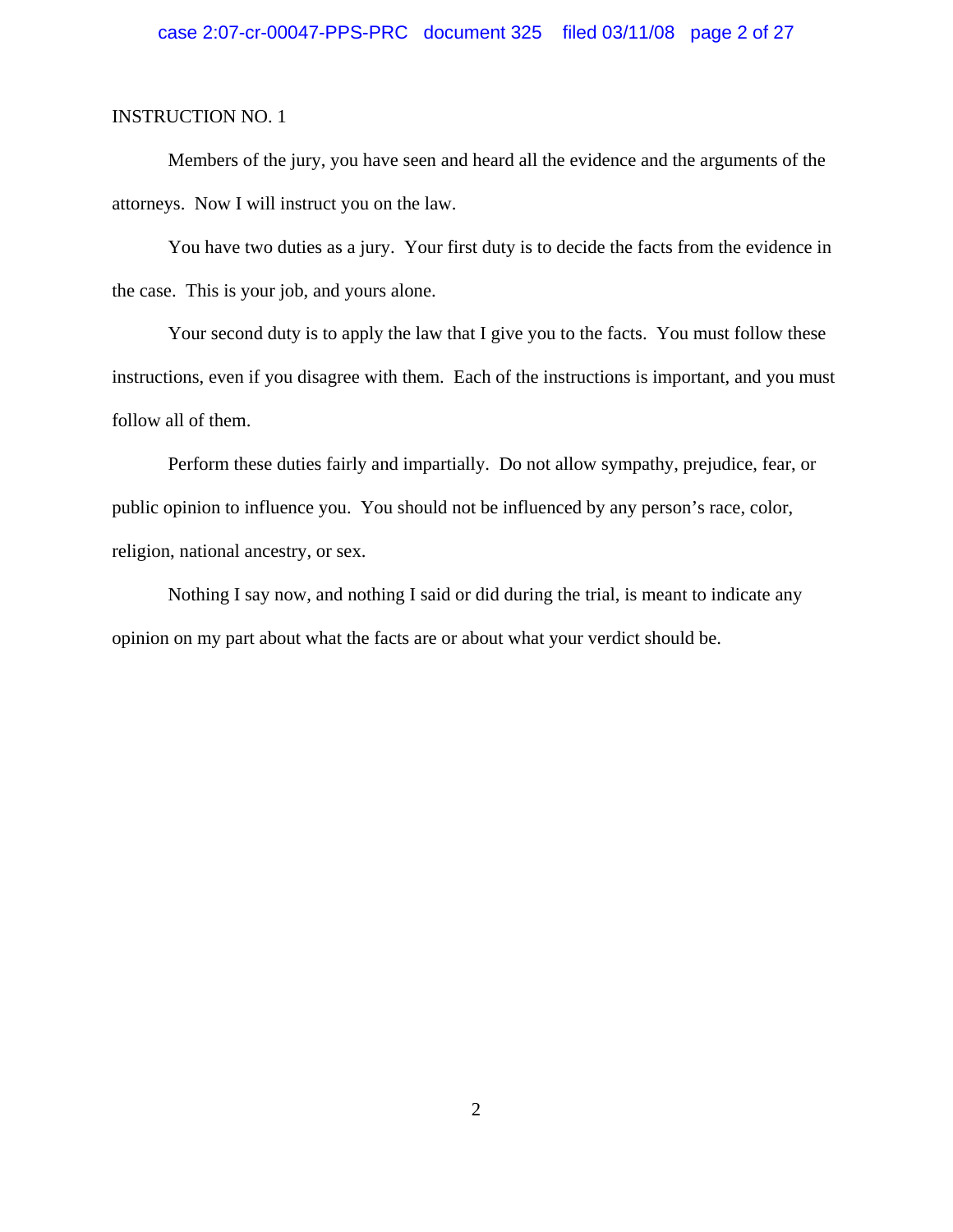INSTRUCTION NO. 1

Members of the jury, you have seen and heard all the evidence and the arguments of the attorneys. Now I will instruct you on the law.

You have two duties as a jury. Your first duty is to decide the facts from the evidence in the case. This is your job, and yours alone.

Your second duty is to apply the law that I give you to the facts. You must follow these instructions, even if you disagree with them. Each of the instructions is important, and you must follow all of them.

Perform these duties fairly and impartially. Do not allow sympathy, prejudice, fear, or public opinion to influence you. You should not be influenced by any person's race, color, religion, national ancestry, or sex.

Nothing I say now, and nothing I said or did during the trial, is meant to indicate any opinion on my part about what the facts are or about what your verdict should be.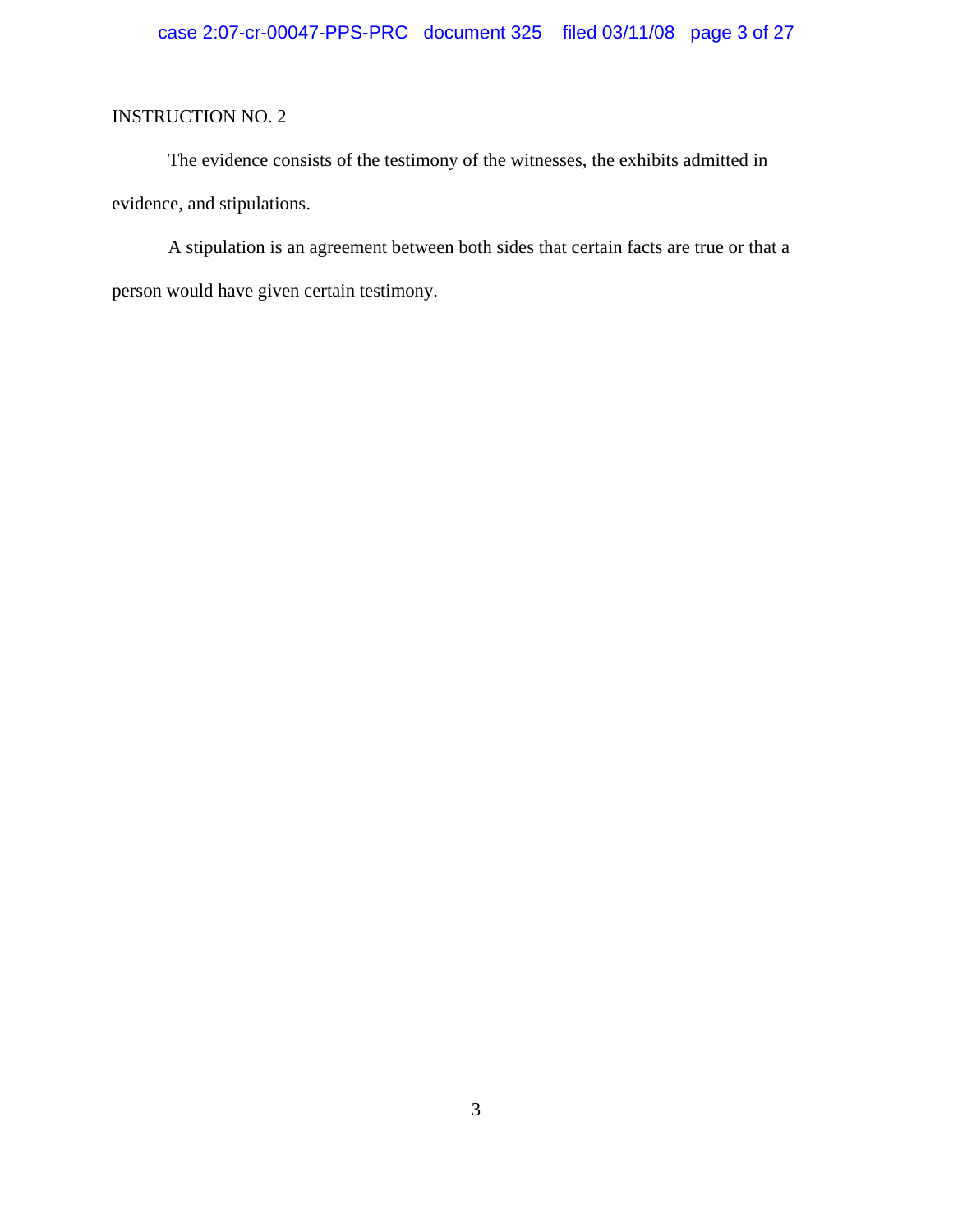INSTRUCTION NO. 2

The evidence consists of the testimony of the witnesses, the exhibits admitted in evidence, and stipulations.

A stipulation is an agreement between both sides that certain facts are true or that a person would have given certain testimony.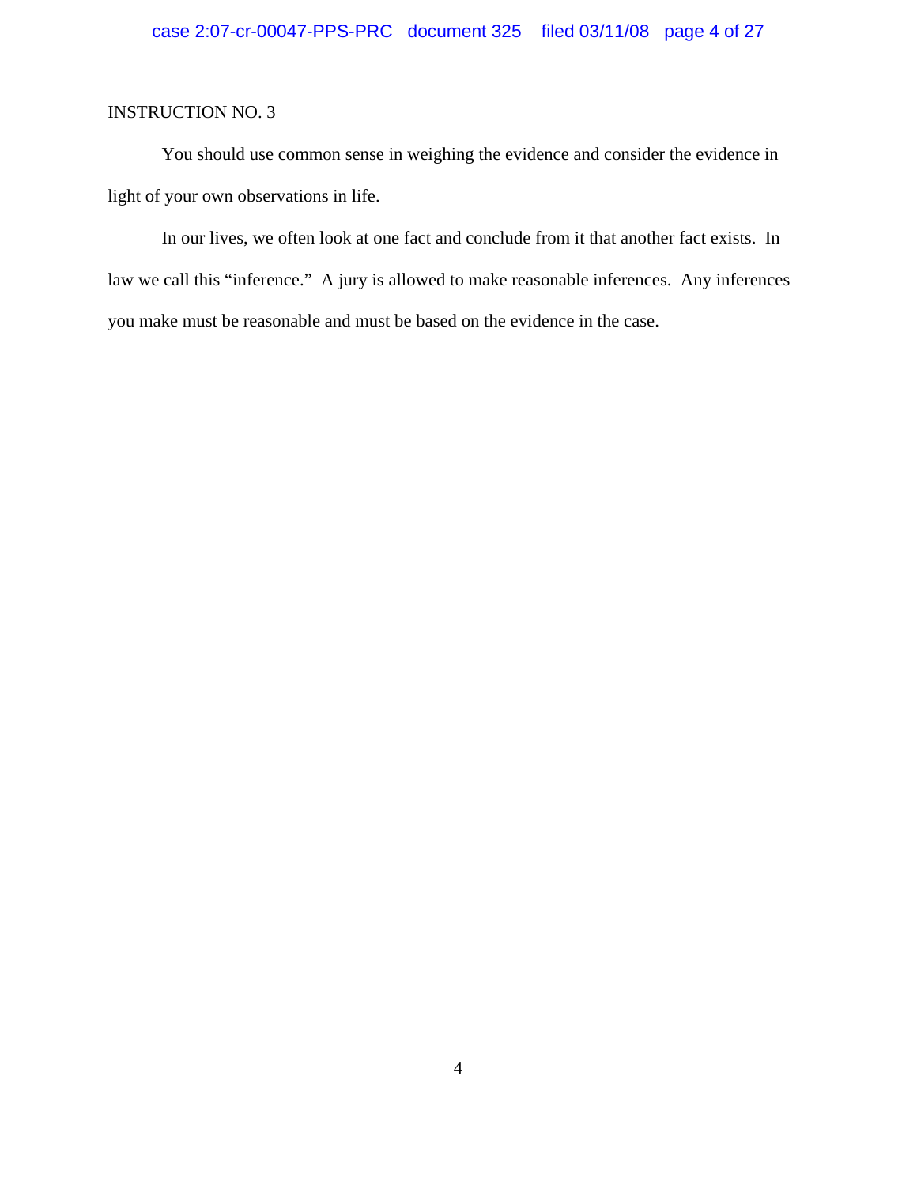INSTRUCTION NO. 3

You should use common sense in weighing the evidence and consider the evidence in light of your own observations in life.

In our lives, we often look at one fact and conclude from it that another fact exists. In law we call this "inference." A jury is allowed to make reasonable inferences. Any inferences you make must be reasonable and must be based on the evidence in the case.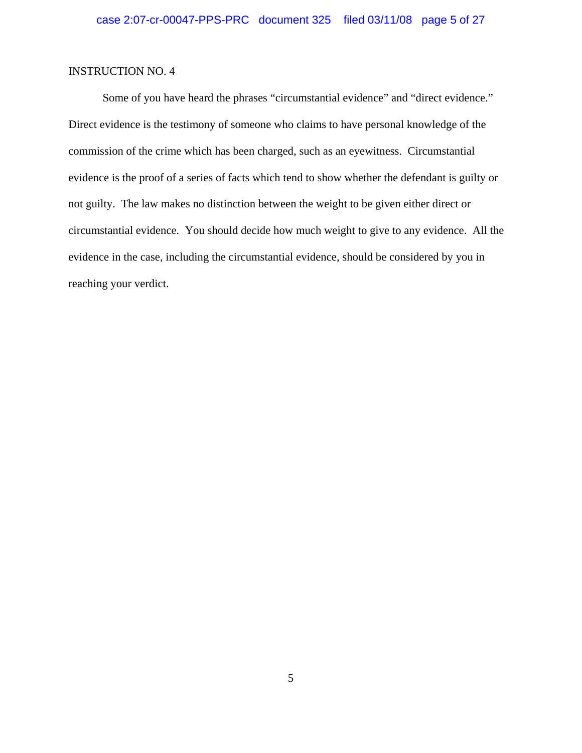INSTRUCTION NO. 4

Some of you have heard the phrases "circumstantial evidence" and "direct evidence." Direct evidence is the testimony of someone who claims to have personal knowledge of the commission of the crime which has been charged, such as an eyewitness. Circumstantial evidence is the proof of a series of facts which tend to show whether the defendant is guilty or not guilty. The law makes no distinction between the weight to be given either direct or circumstantial evidence. You should decide how much weight to give to any evidence. All the evidence in the case, including the circumstantial evidence, should be considered by you in reaching your verdict.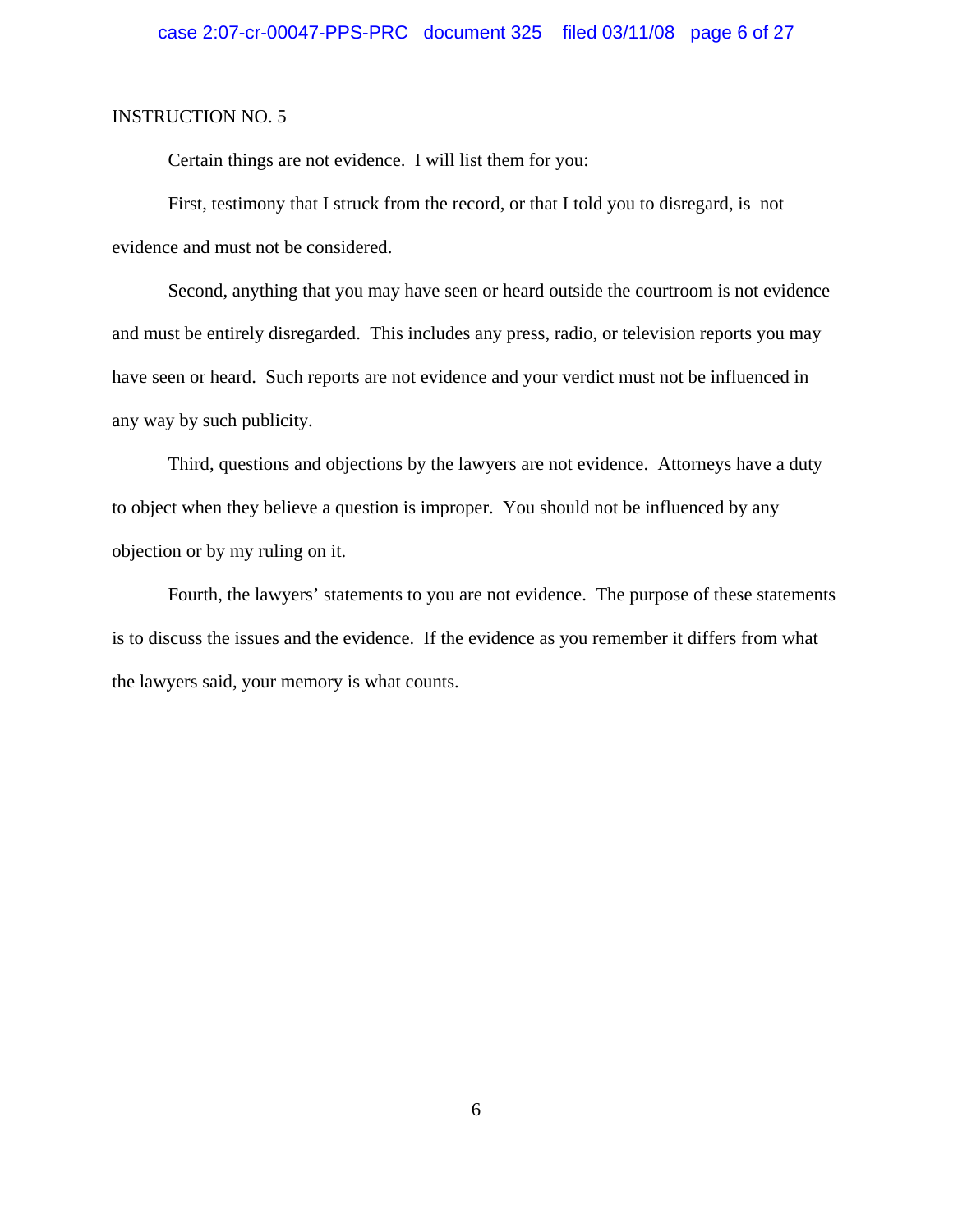INSTRUCTION NO. 5

Certain things are not evidence. I will list them for you:

First, testimony that I struck from the record, or that I told you to disregard, is not evidence and must not be considered.

Second, anything that you may have seen or heard outside the courtroom is not evidence and must be entirely disregarded. This includes any press, radio, or television reports you may have seen or heard. Such reports are not evidence and your verdict must not be influenced in any way by such publicity.

Third, questions and objections by the lawyers are not evidence. Attorneys have a duty to object when they believe a question is improper. You should not be influenced by any objection or by my ruling on it.

Fourth, the lawyers' statements to you are not evidence. The purpose of these statements is to discuss the issues and the evidence. If the evidence as you remember it differs from what the lawyers said, your memory is what counts.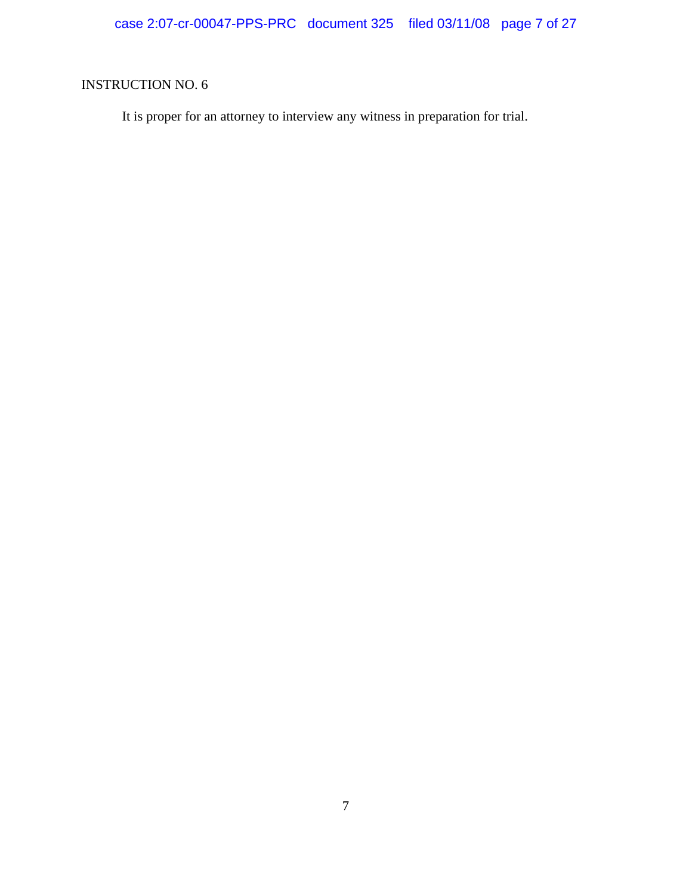INSTRUCTION NO. 6

It is proper for an attorney to interview any witness in preparation for trial.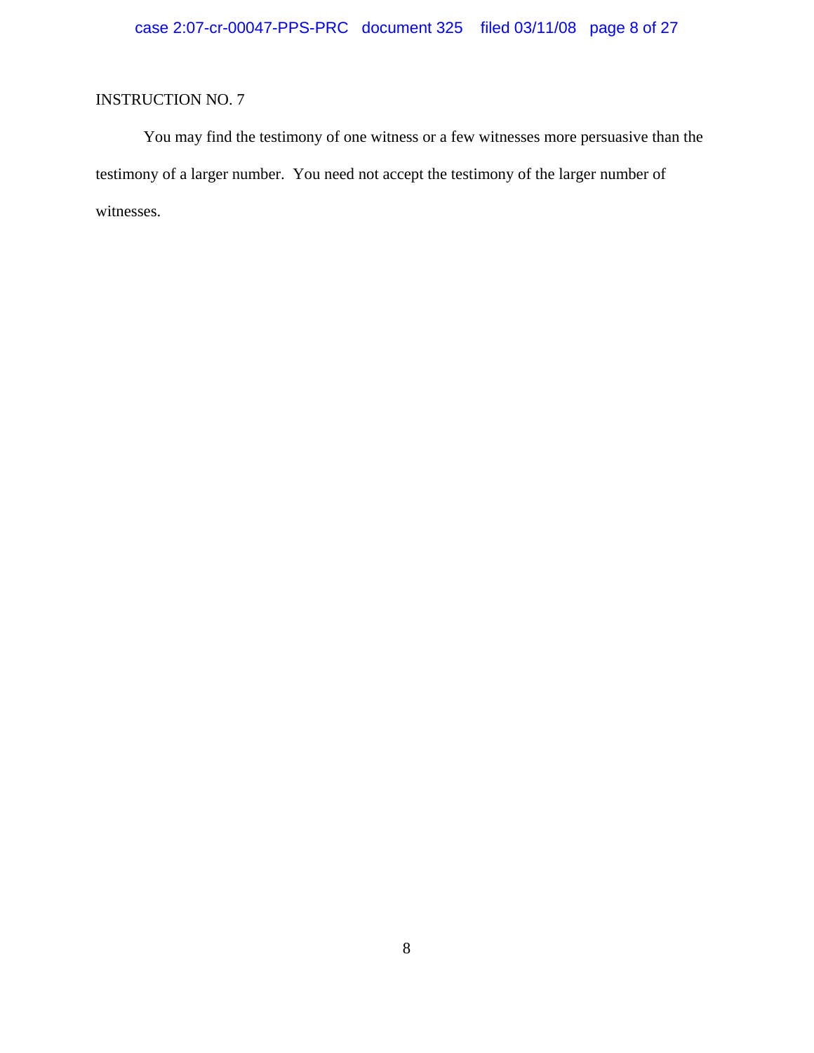INSTRUCTION NO. 7

You may find the testimony of one witness or a few witnesses more persuasive than the testimony of a larger number. You need not accept the testimony of the larger number of witnesses.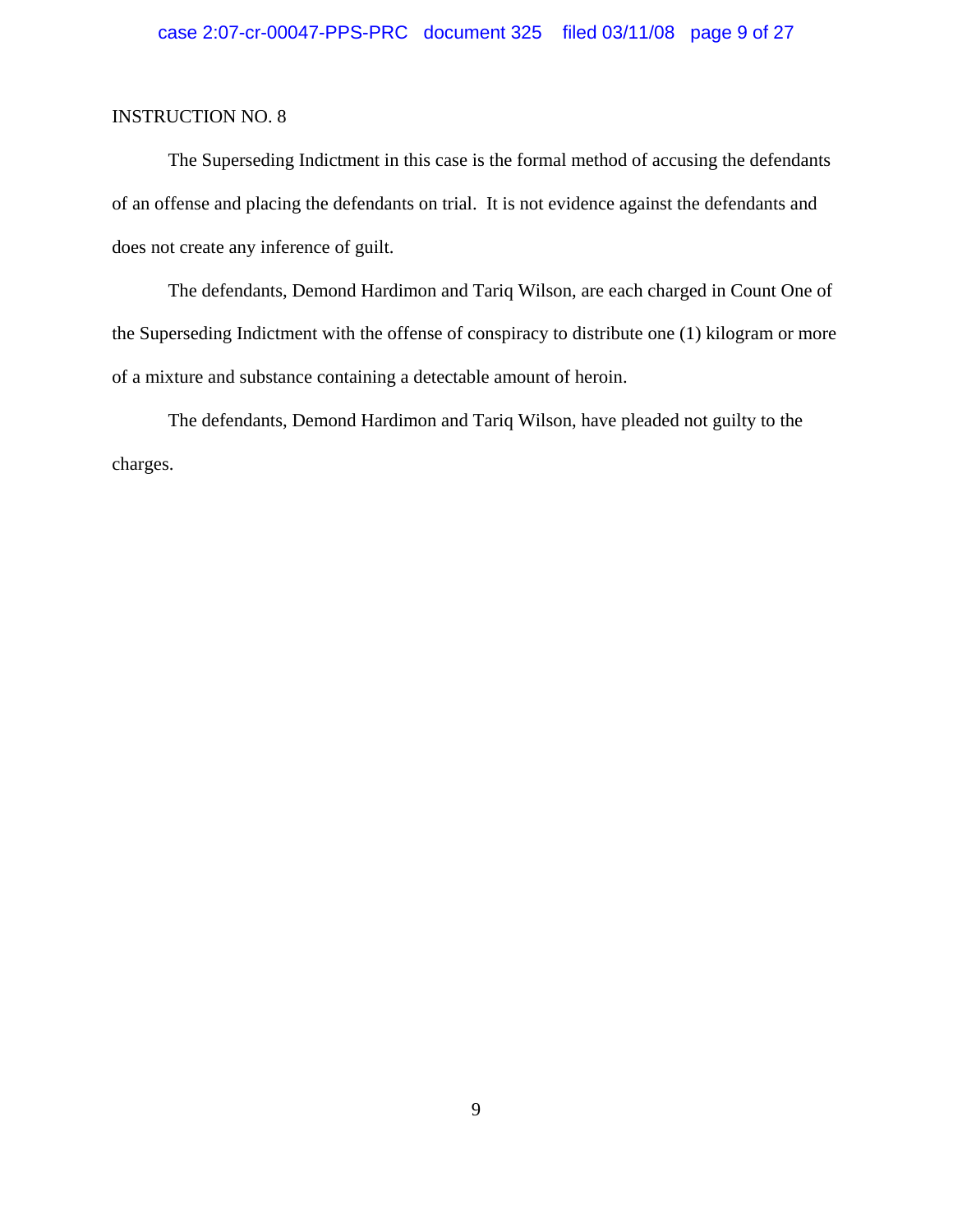INSTRUCTION NO. 8

The Superseding Indictment in this case is the formal method of accusing the defendants of an offense and placing the defendants on trial. It is not evidence against the defendants and does not create any inference of guilt.

The defendants, Demond Hardimon and Tariq Wilson, are each charged in Count One of the Superseding Indictment with the offense of conspiracy to distribute one (1) kilogram or more of a mixture and substance containing a detectable amount of heroin.

The defendants, Demond Hardimon and Tariq Wilson, have pleaded not guilty to the charges.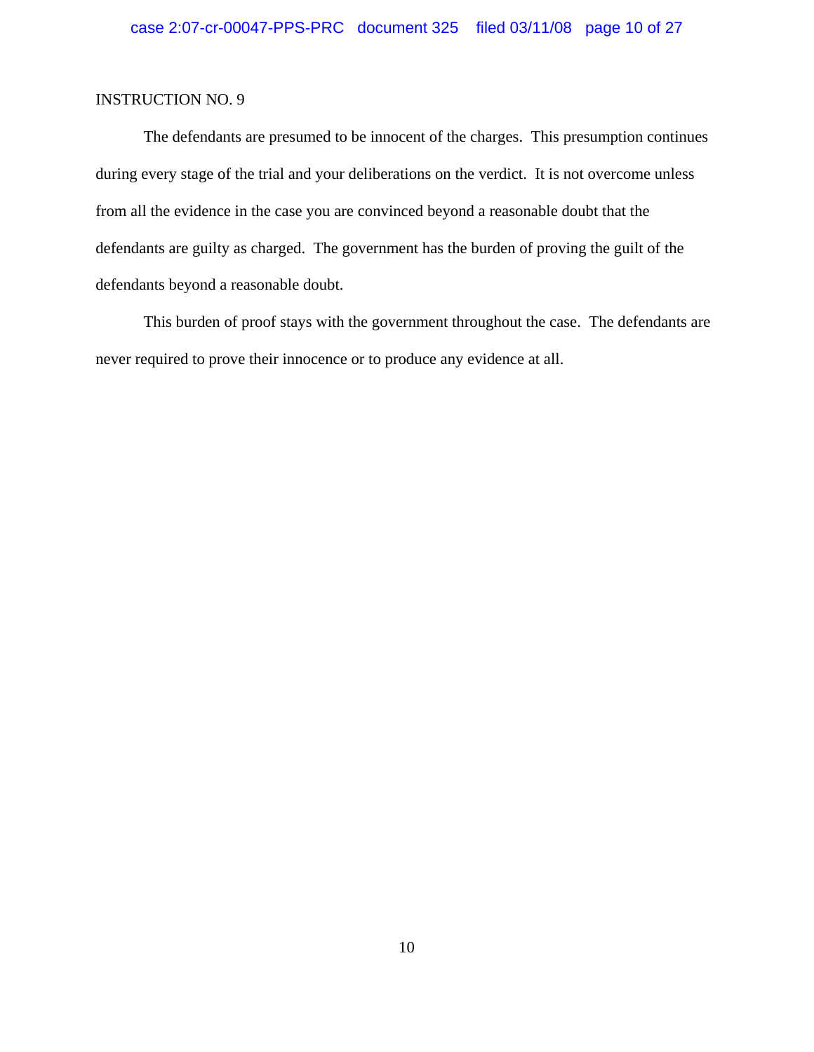INSTRUCTION NO. 9

The defendants are presumed to be innocent of the charges. This presumption continues during every stage of the trial and your deliberations on the verdict. It is not overcome unless from all the evidence in the case you are convinced beyond a reasonable doubt that the defendants are guilty as charged. The government has the burden of proving the guilt of the defendants beyond a reasonable doubt.

This burden of proof stays with the government throughout the case. The defendants are never required to prove their innocence or to produce any evidence at all.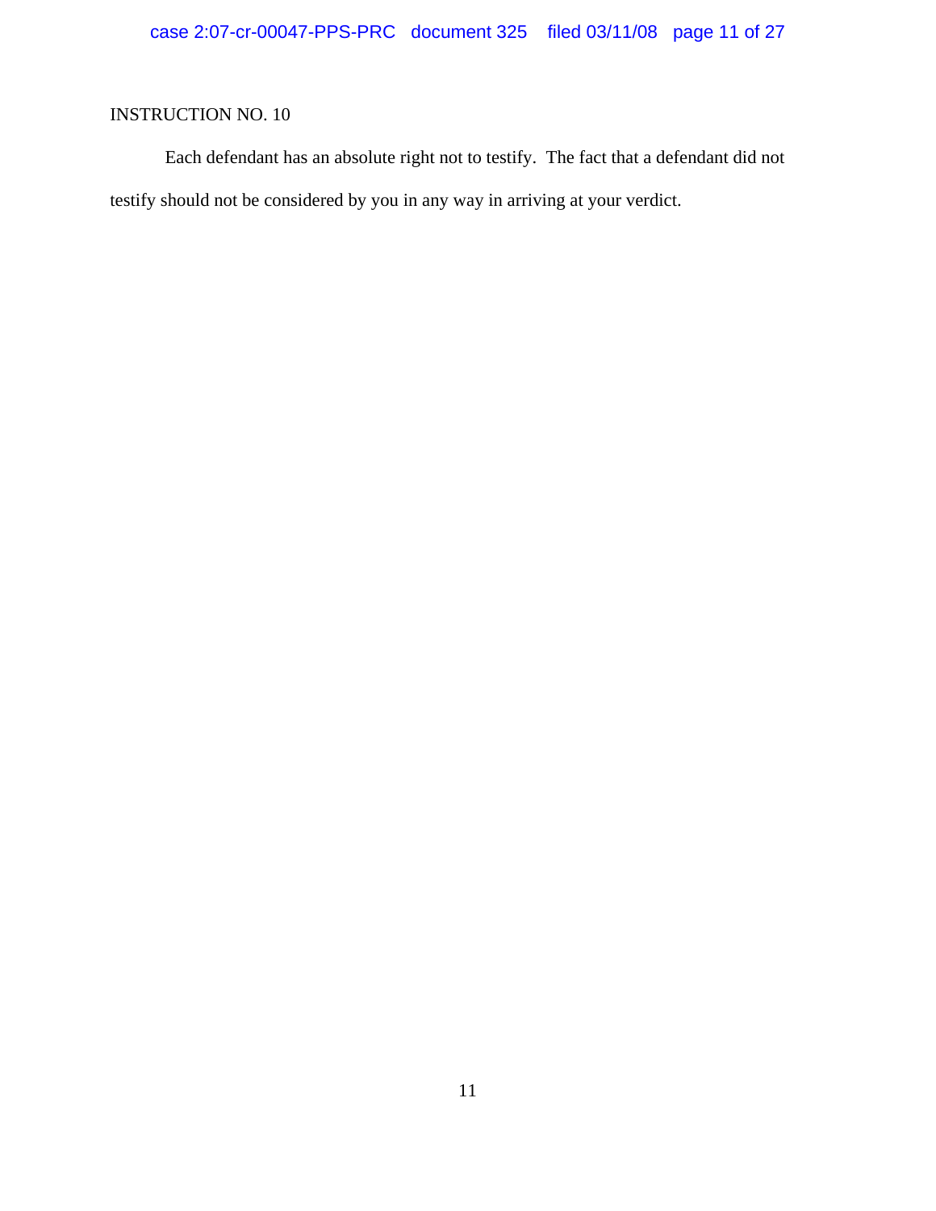INSTRUCTION NO. 10

Each defendant has an absolute right not to testify. The fact that a defendant did not testify should not be considered by you in any way in arriving at your verdict.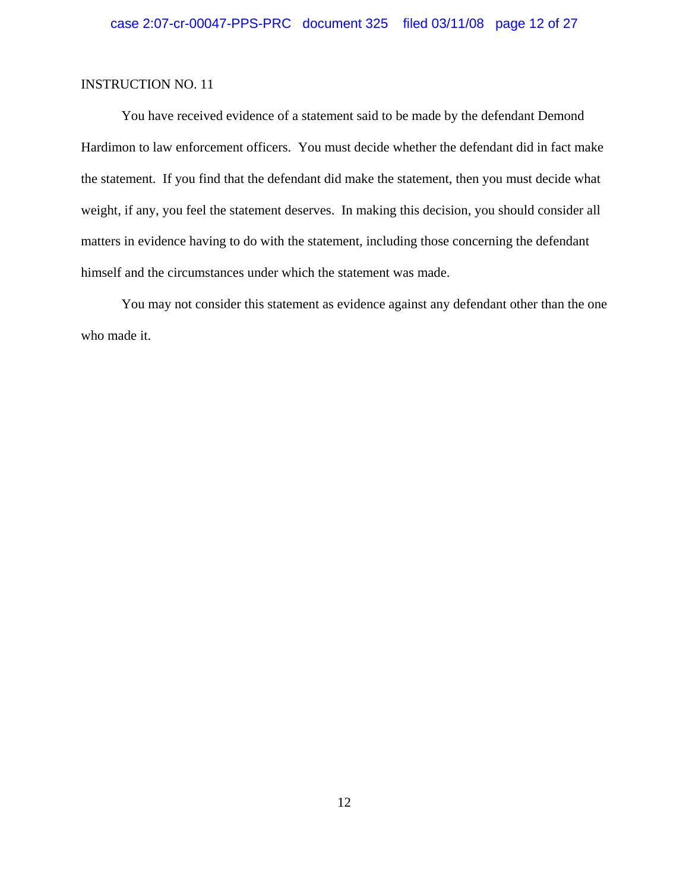INSTRUCTION NO. 11

You have received evidence of a statement said to be made by the defendant Demond Hardimon to law enforcement officers. You must decide whether the defendant did in fact make the statement. If you find that the defendant did make the statement, then you must decide what weight, if any, you feel the statement deserves. In making this decision, you should consider all matters in evidence having to do with the statement, including those concerning the defendant himself and the circumstances under which the statement was made.

You may not consider this statement as evidence against any defendant other than the one who made it.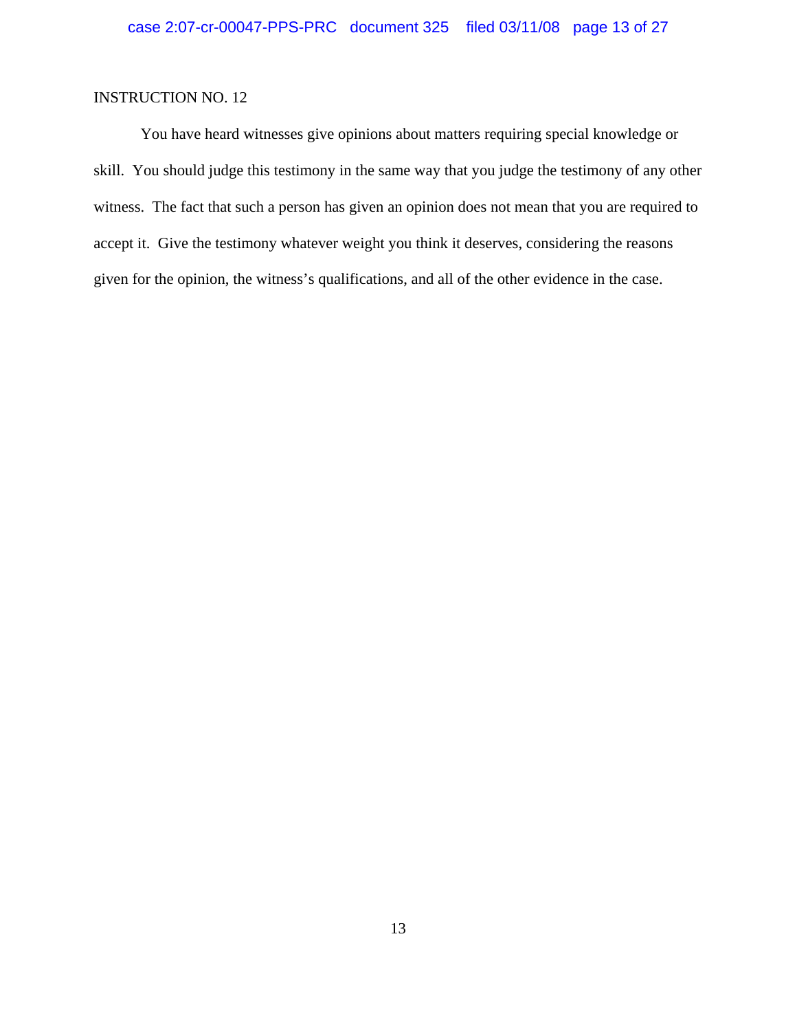INSTRUCTION NO. 12

You have heard witnesses give opinions about matters requiring special knowledge or skill. You should judge this testimony in the same way that you judge the testimony of any other witness. The fact that such a person has given an opinion does not mean that you are required to accept it. Give the testimony whatever weight you think it deserves, considering the reasons given for the opinion, the witness's qualifications, and all of the other evidence in the case.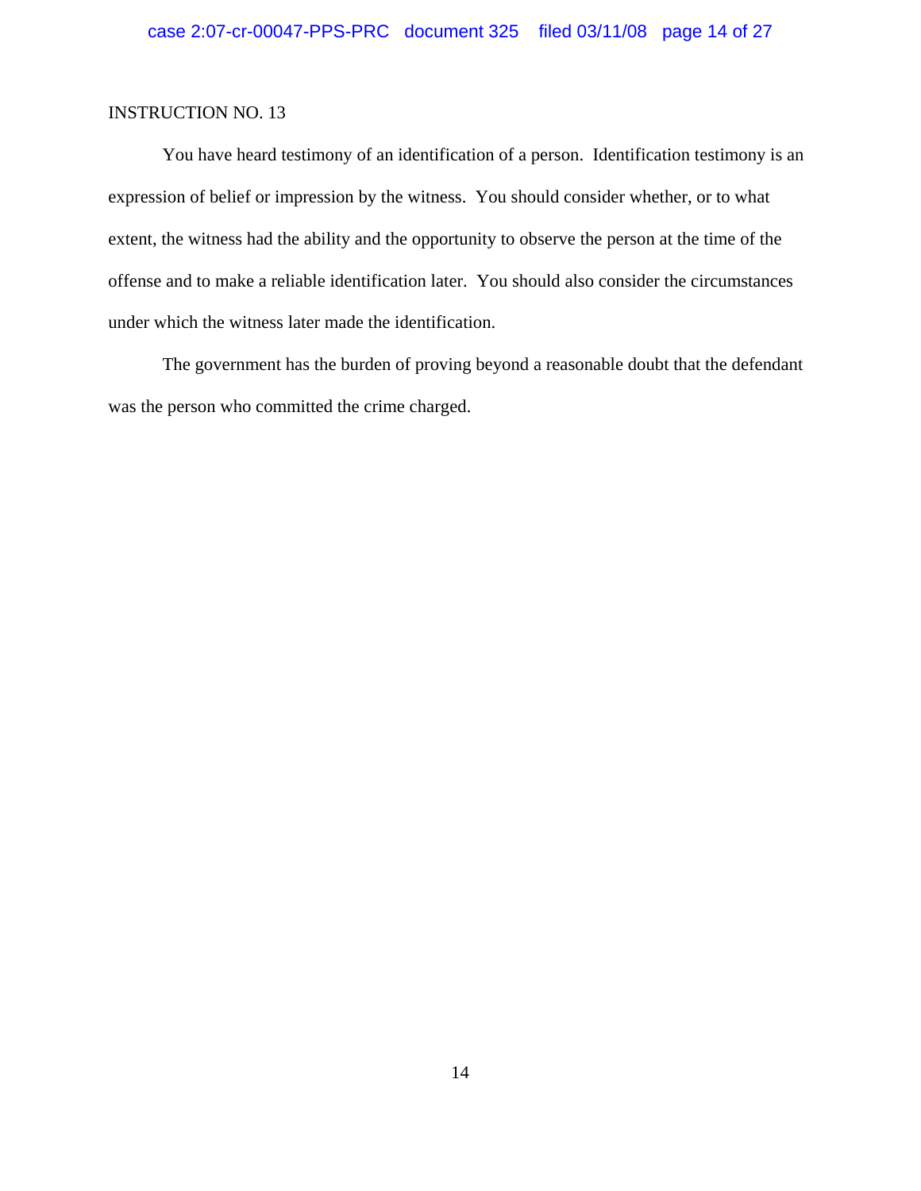INSTRUCTION NO. 13

You have heard testimony of an identification of a person. Identification testimony is an expression of belief or impression by the witness. You should consider whether, or to what extent, the witness had the ability and the opportunity to observe the person at the time of the offense and to make a reliable identification later. You should also consider the circumstances under which the witness later made the identification.

The government has the burden of proving beyond a reasonable doubt that the defendant was the person who committed the crime charged.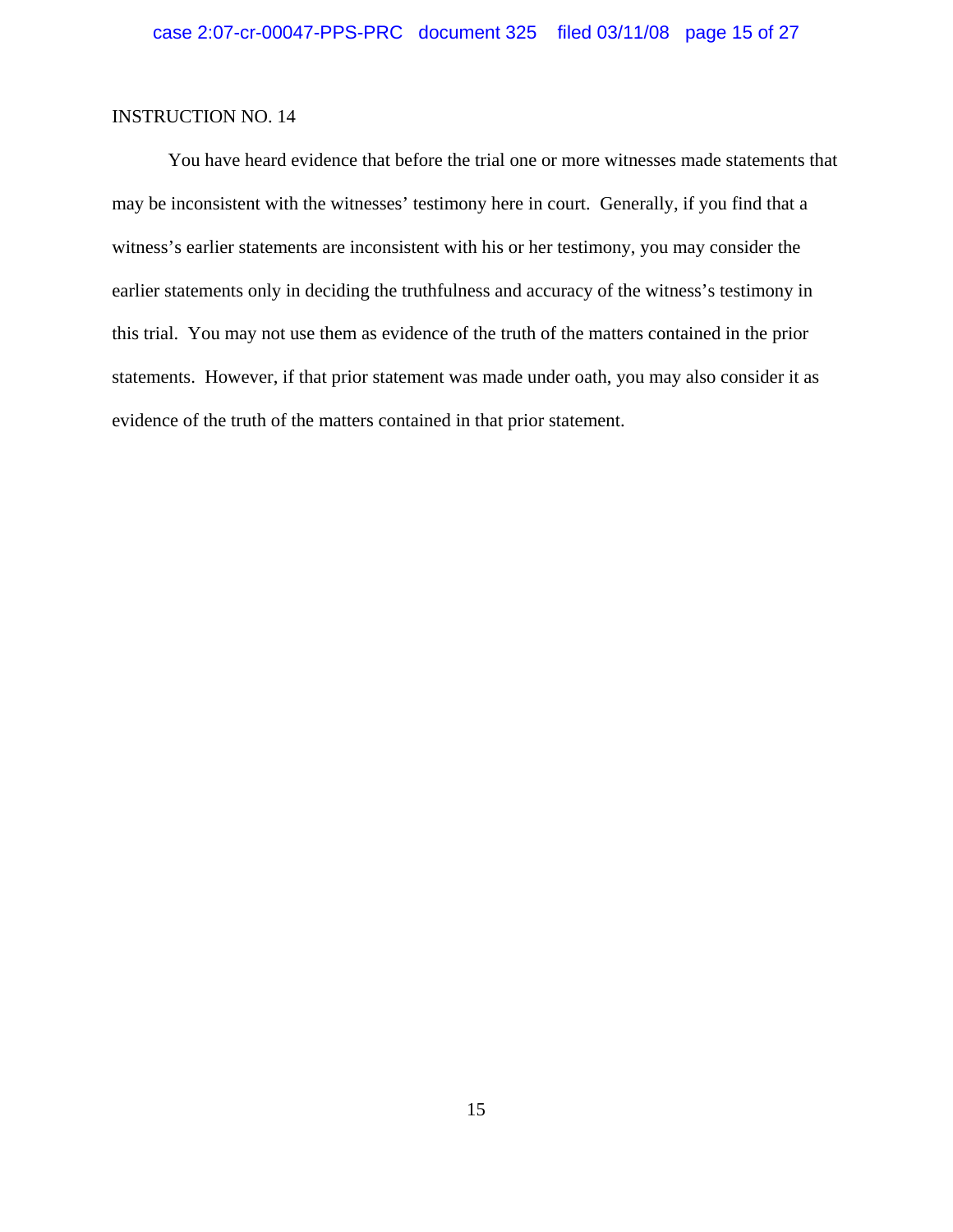INSTRUCTION NO. 14

You have heard evidence that before the trial one or more witnesses made statements that may be inconsistent with the witnesses' testimony here in court. Generally, if you find that a witness's earlier statements are inconsistent with his or her testimony, you may consider the earlier statements only in deciding the truthfulness and accuracy of the witness's testimony in this trial. You may not use them as evidence of the truth of the matters contained in the prior statements. However, if that prior statement was made under oath, you may also consider it as evidence of the truth of the matters contained in that prior statement.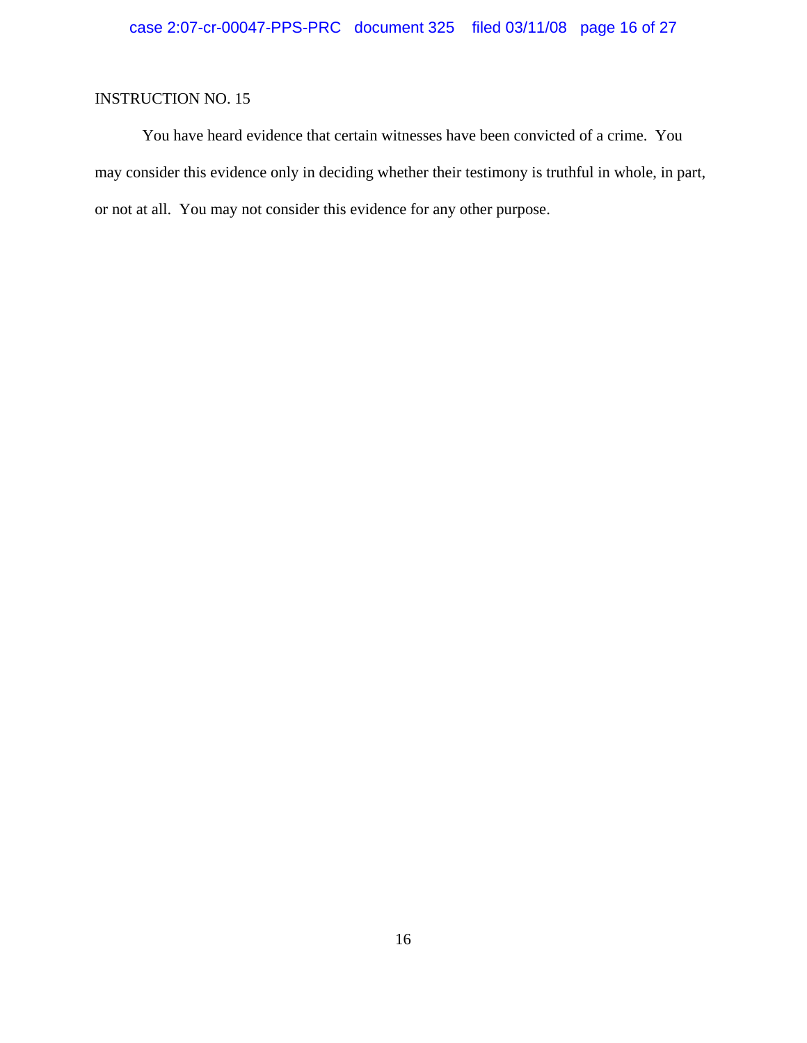INSTRUCTION NO. 15

You have heard evidence that certain witnesses have been convicted of a crime. You may consider this evidence only in deciding whether their testimony is truthful in whole, in part, or not at all. You may not consider this evidence for any other purpose.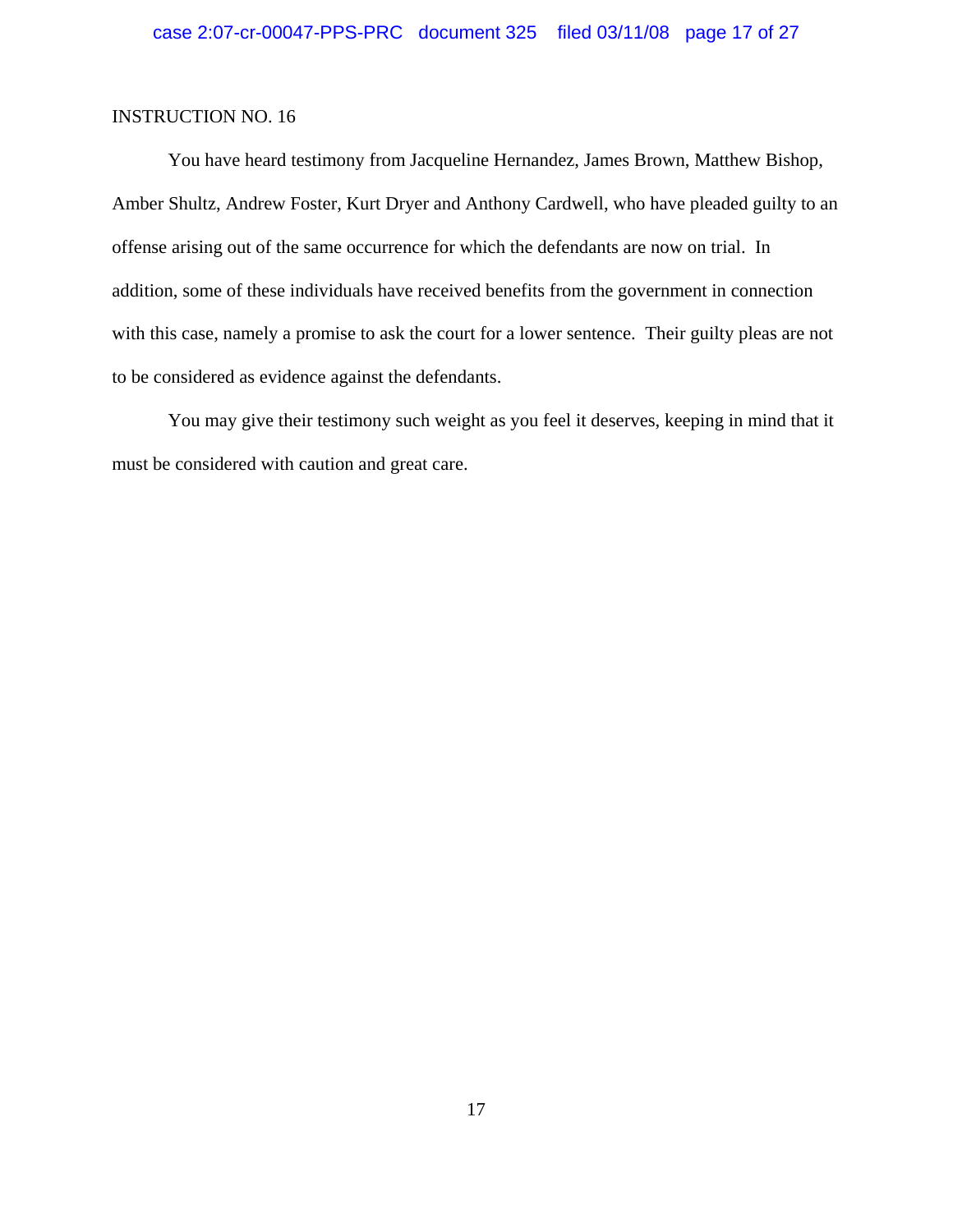INSTRUCTION NO. 16

You have heard testimony from Jacqueline Hernandez, James Brown, Matthew Bishop, Amber Shultz, Andrew Foster, Kurt Dryer and Anthony Cardwell, who have pleaded guilty to an offense arising out of the same occurrence for which the defendants are now on trial. In addition, some of these individuals have received benefits from the government in connection with this case, namely a promise to ask the court for a lower sentence. Their guilty pleas are not to be considered as evidence against the defendants.

You may give their testimony such weight as you feel it deserves, keeping in mind that it must be considered with caution and great care.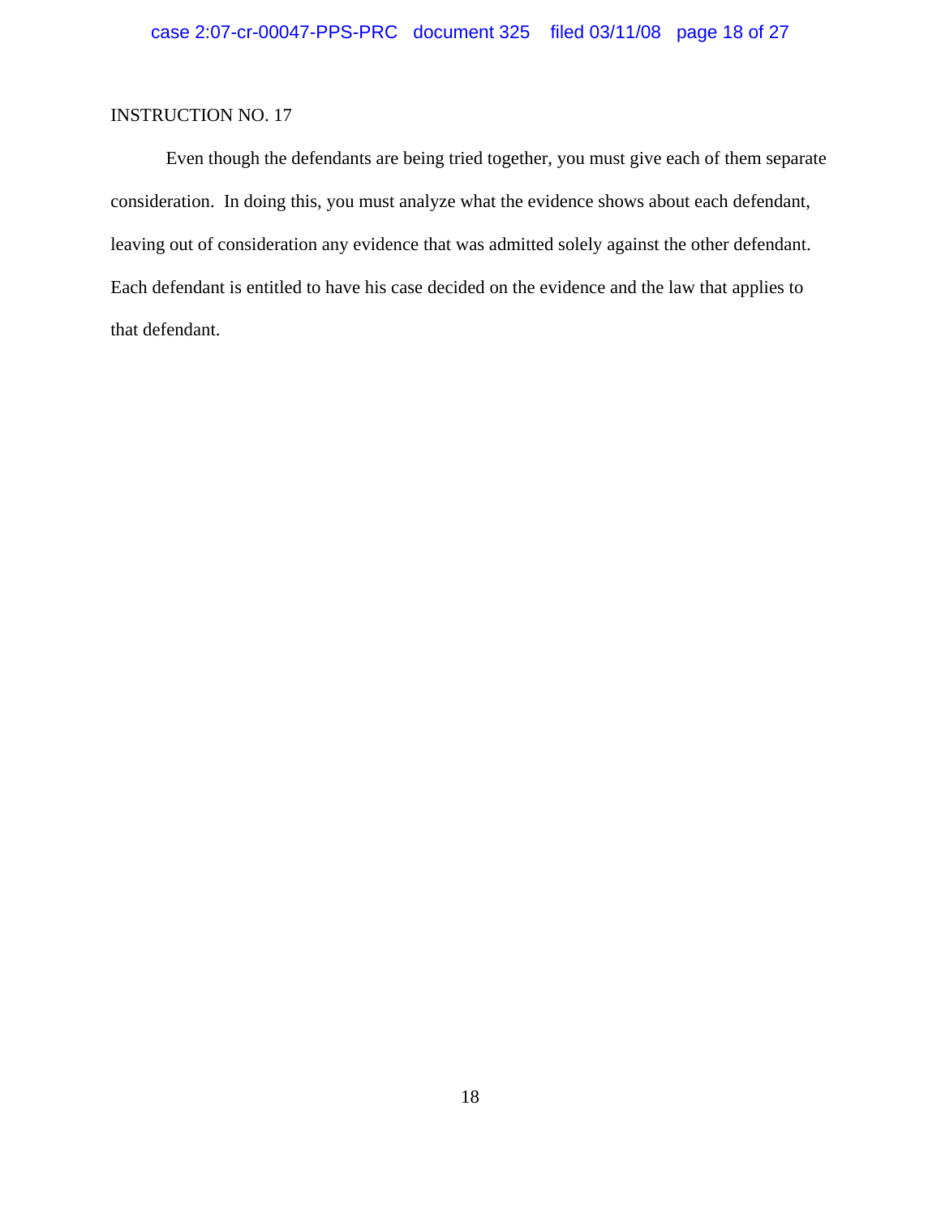INSTRUCTION NO. 17

Even though the defendants are being tried together, you must give each of them separate consideration. In doing this, you must analyze what the evidence shows about each defendant, leaving out of consideration any evidence that was admitted solely against the other defendant. Each defendant is entitled to have his case decided on the evidence and the law that applies to that defendant.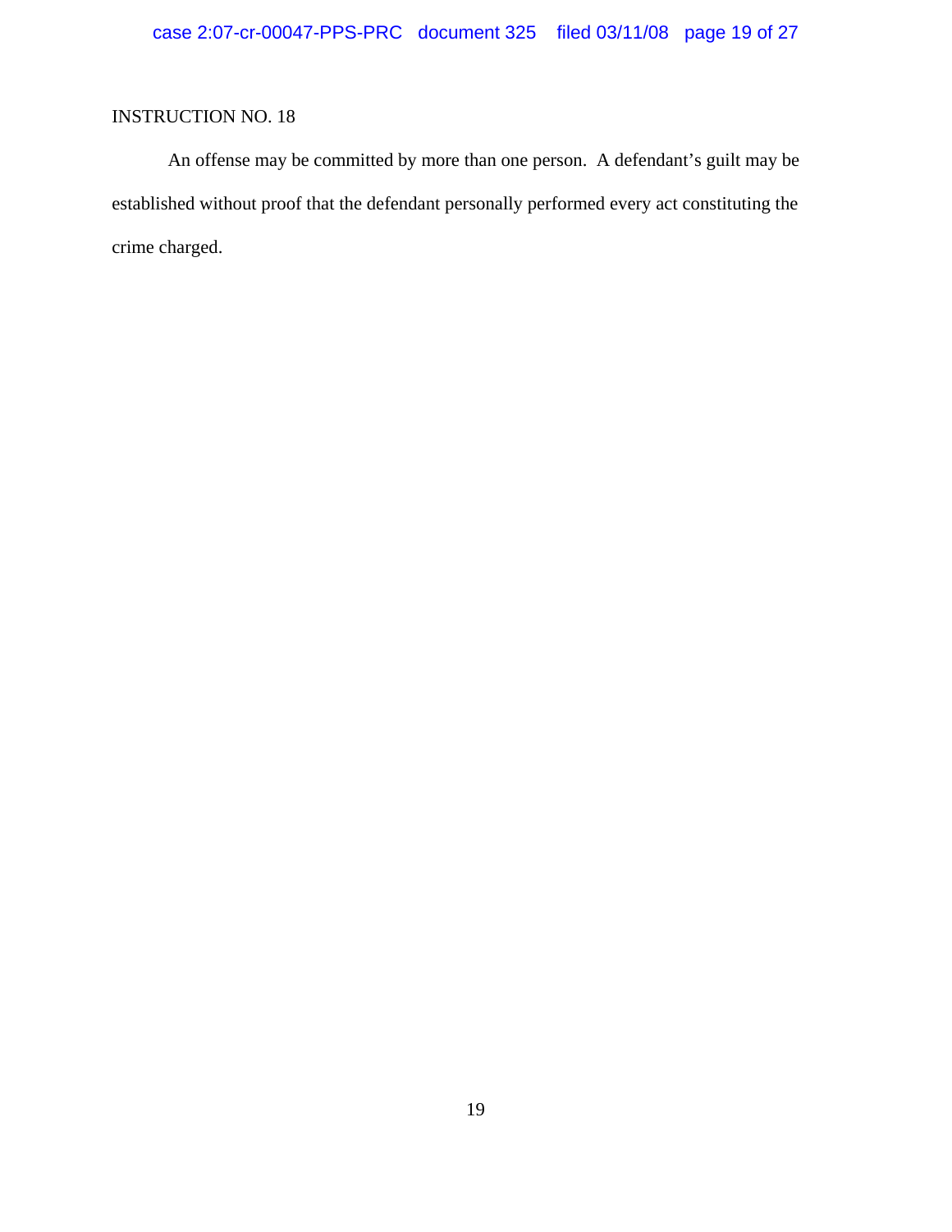INSTRUCTION NO. 18

An offense may be committed by more than one person. A defendant's guilt may be established without proof that the defendant personally performed every act constituting the crime charged.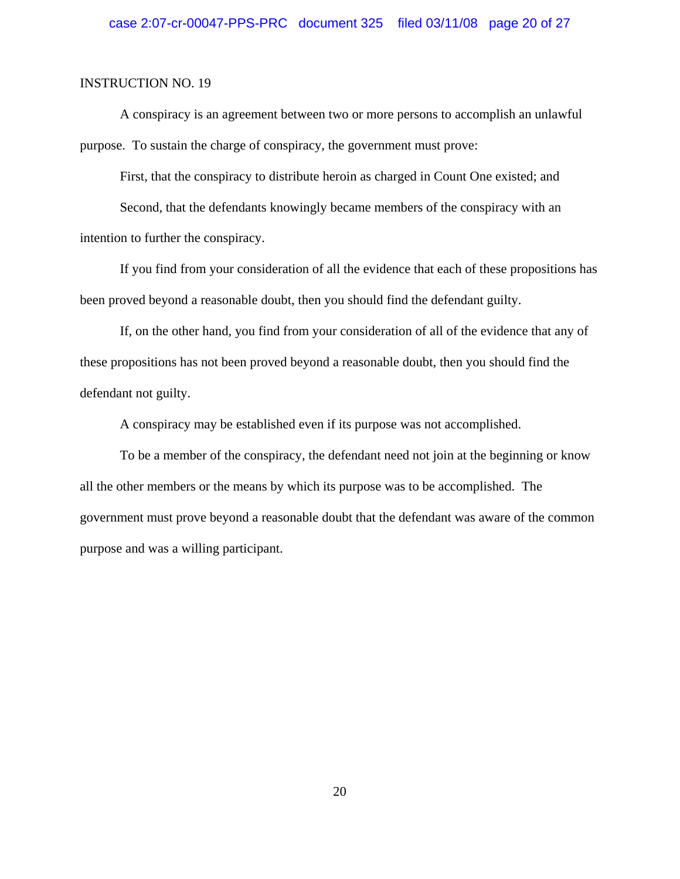INSTRUCTION NO. 19

A conspiracy is an agreement between two or more persons to accomplish an unlawful purpose. To sustain the charge of conspiracy, the government must prove:

First, that the conspiracy to distribute heroin as charged in Count One existed; and

Second, that the defendants knowingly became members of the conspiracy with an intention to further the conspiracy.

If you find from your consideration of all the evidence that each of these propositions has been proved beyond a reasonable doubt, then you should find the defendant guilty.

If, on the other hand, you find from your consideration of all of the evidence that any of these propositions has not been proved beyond a reasonable doubt, then you should find the defendant not guilty.

A conspiracy may be established even if its purpose was not accomplished.

To be a member of the conspiracy, the defendant need not join at the beginning or know all the other members or the means by which its purpose was to be accomplished. The government must prove beyond a reasonable doubt that the defendant was aware of the common purpose and was a willing participant.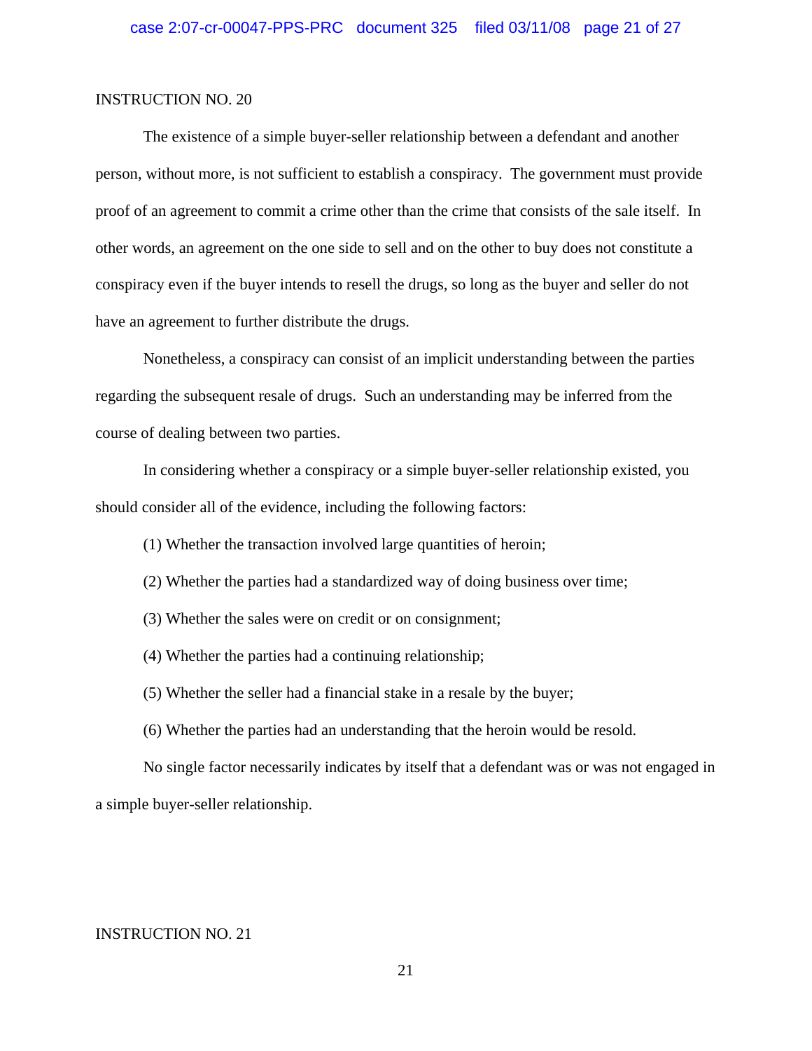INSTRUCTION NO. 20

The existence of a simple buyer-seller relationship between a defendant and another person, without more, is not sufficient to establish a conspiracy. The government must provide proof of an agreement to commit a crime other than the crime that consists of the sale itself. In other words, an agreement on the one side to sell and on the other to buy does not constitute a conspiracy even if the buyer intends to resell the drugs, so long as the buyer and seller do not have an agreement to further distribute the drugs.

Nonetheless, a conspiracy can consist of an implicit understanding between the parties regarding the subsequent resale of drugs. Such an understanding may be inferred from the course of dealing between two parties.

In considering whether a conspiracy or a simple buyer-seller relationship existed, you should consider all of the evidence, including the following factors:

(1) Whether the transaction involved large quantities of heroin;

(2) Whether the parties had a standardized way of doing business over time;

(3) Whether the sales were on credit or on consignment;

(4) Whether the parties had a continuing relationship;

(5) Whether the seller had a financial stake in a resale by the buyer;

(6) Whether the parties had an understanding that the heroin would be resold.

No single factor necessarily indicates by itself that a defendant was or was not engaged in a simple buyer-seller relationship.

INSTRUCTION NO. 21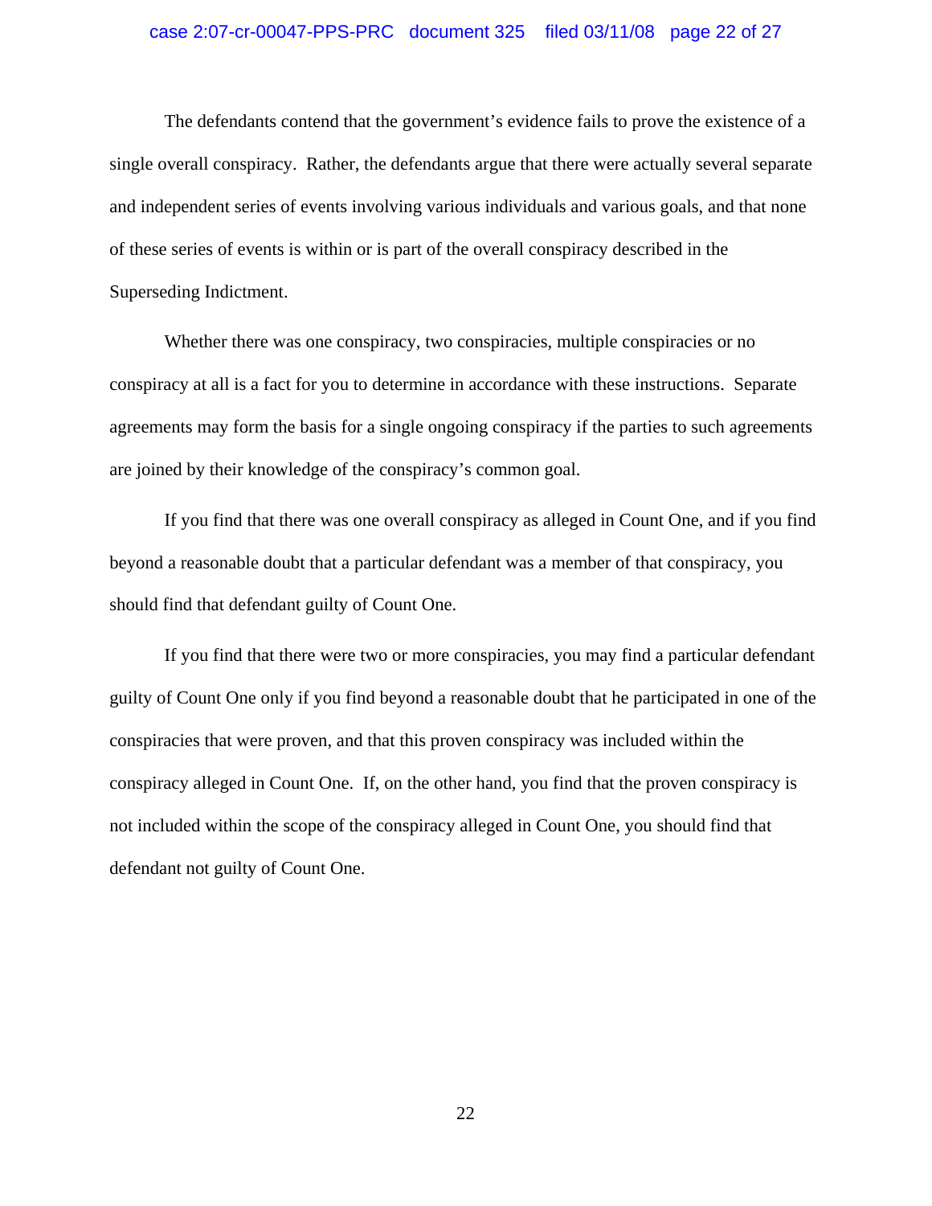The defendants contend that the government's evidence fails to prove the existence of a single overall conspiracy. Rather, the defendants argue that there were actually several separate and independent series of events involving various individuals and various goals, and that none of these series of events is within or is part of the overall conspiracy described in the Superseding Indictment.

Whether there was one conspiracy, two conspiracies, multiple conspiracies or no conspiracy at all is a fact for you to determine in accordance with these instructions. Separate agreements may form the basis for a single ongoing conspiracy if the parties to such agreements are joined by their knowledge of the conspiracy's common goal.

If you find that there was one overall conspiracy as alleged in Count One, and if you find beyond a reasonable doubt that a particular defendant was a member of that conspiracy, you should find that defendant guilty of Count One.

If you find that there were two or more conspiracies, you may find a particular defendant guilty of Count One only if you find beyond a reasonable doubt that he participated in one of the conspiracies that were proven, and that this proven conspiracy was included within the conspiracy alleged in Count One. If, on the other hand, you find that the proven conspiracy is not included within the scope of the conspiracy alleged in Count One, you should find that defendant not guilty of Count One.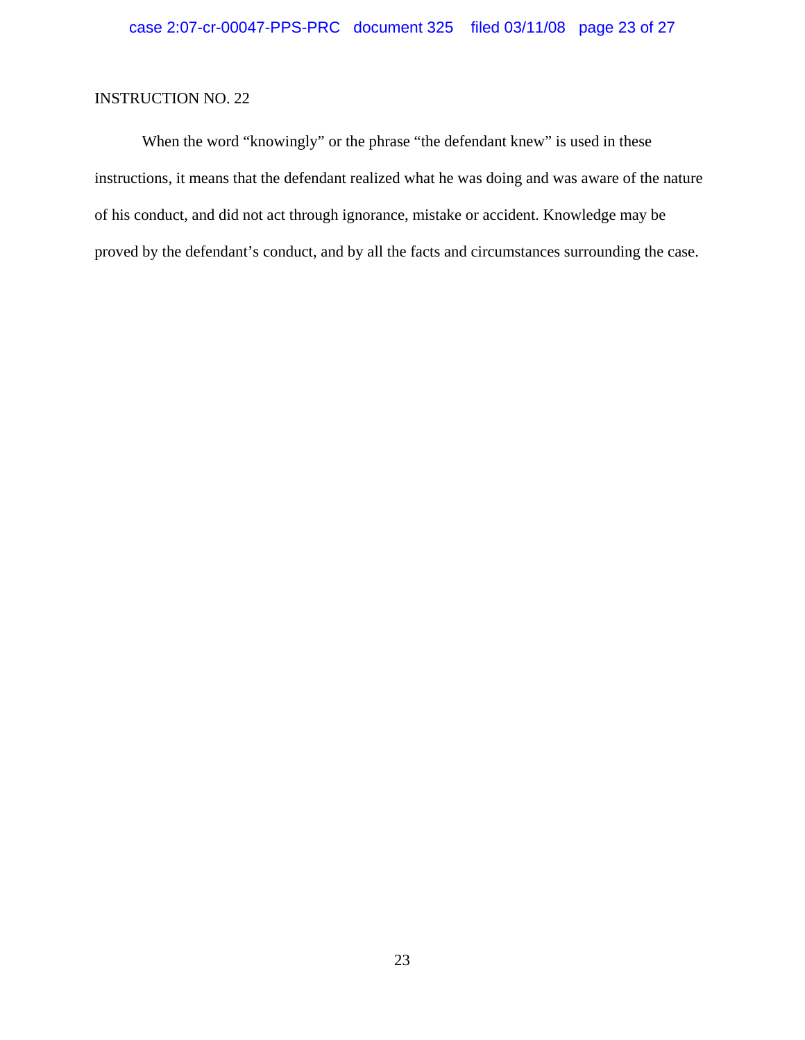INSTRUCTION NO. 22

When the word "knowingly" or the phrase "the defendant knew" is used in these instructions, it means that the defendant realized what he was doing and was aware of the nature of his conduct, and did not act through ignorance, mistake or accident. Knowledge may be proved by the defendant's conduct, and by all the facts and circumstances surrounding the case.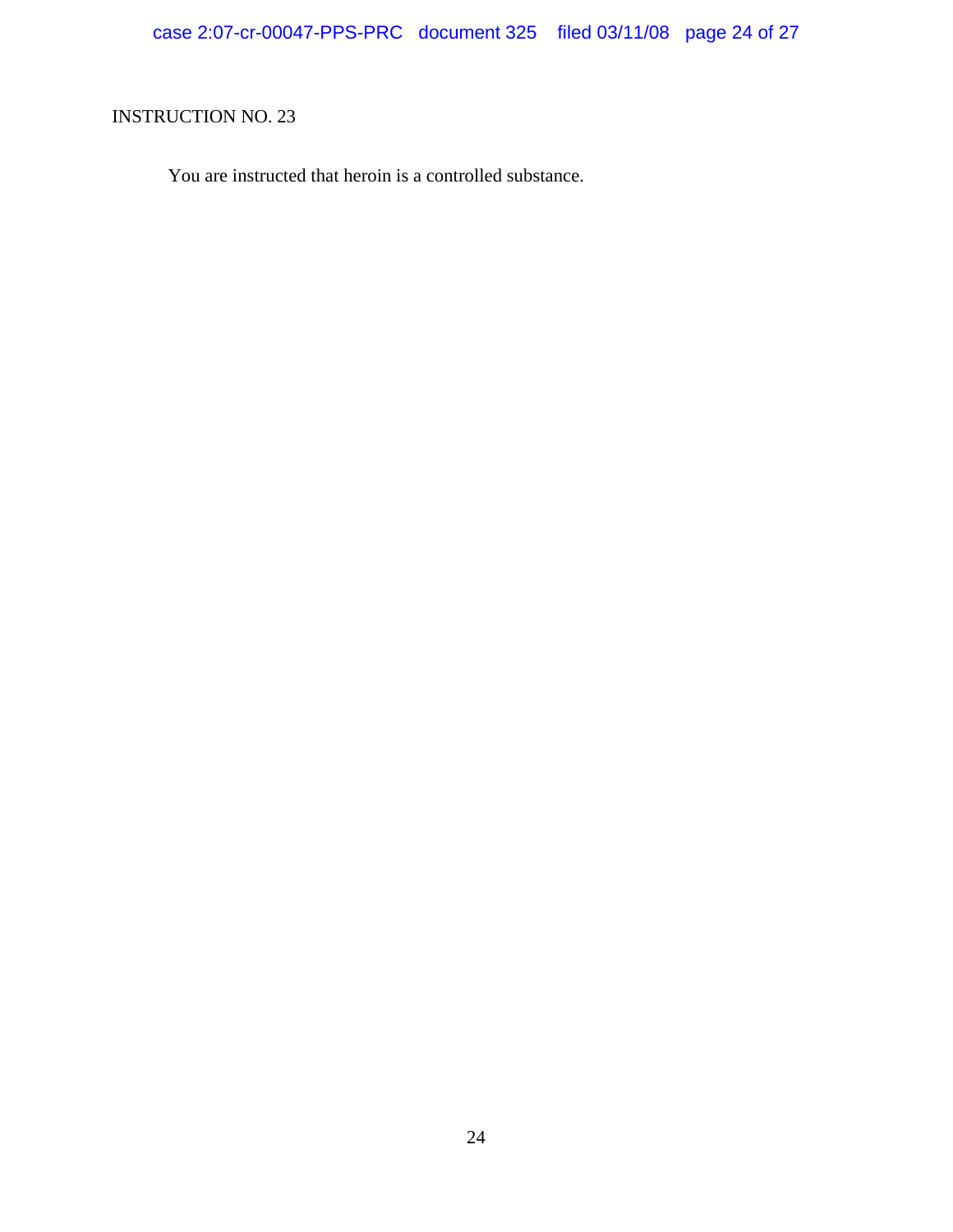INSTRUCTION NO. 23

You are instructed that heroin is a controlled substance.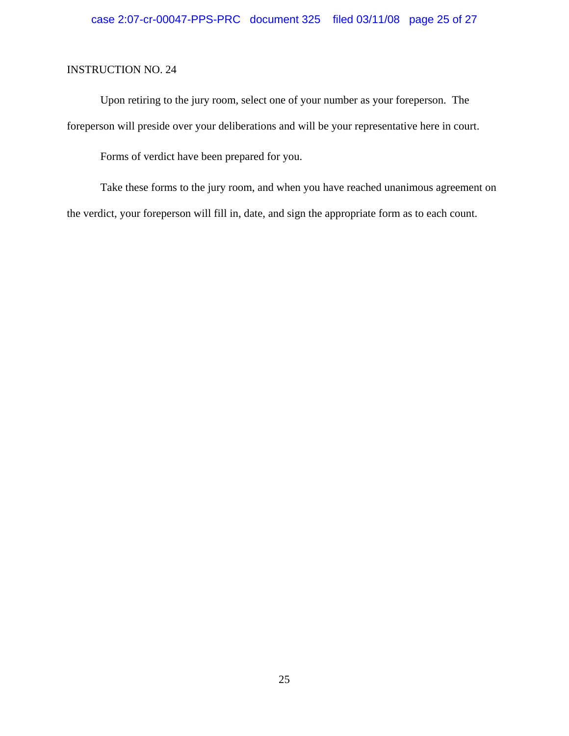INSTRUCTION NO. 24

Upon retiring to the jury room, select one of your number as your foreperson. The foreperson will preside over your deliberations and will be your representative here in court.

Forms of verdict have been prepared for you.

Take these forms to the jury room, and when you have reached unanimous agreement on the verdict, your foreperson will fill in, date, and sign the appropriate form as to each count.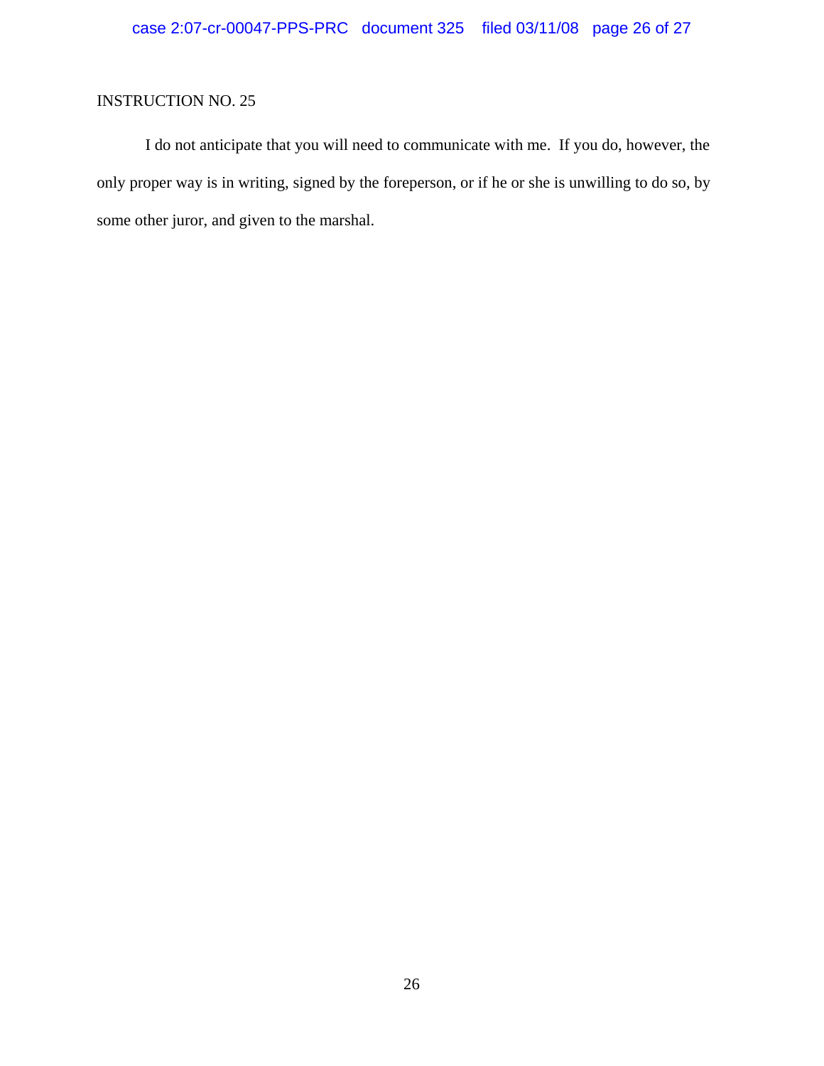INSTRUCTION NO. 25

I do not anticipate that you will need to communicate with me. If you do, however, the only proper way is in writing, signed by the foreperson, or if he or she is unwilling to do so, by some other juror, and given to the marshal.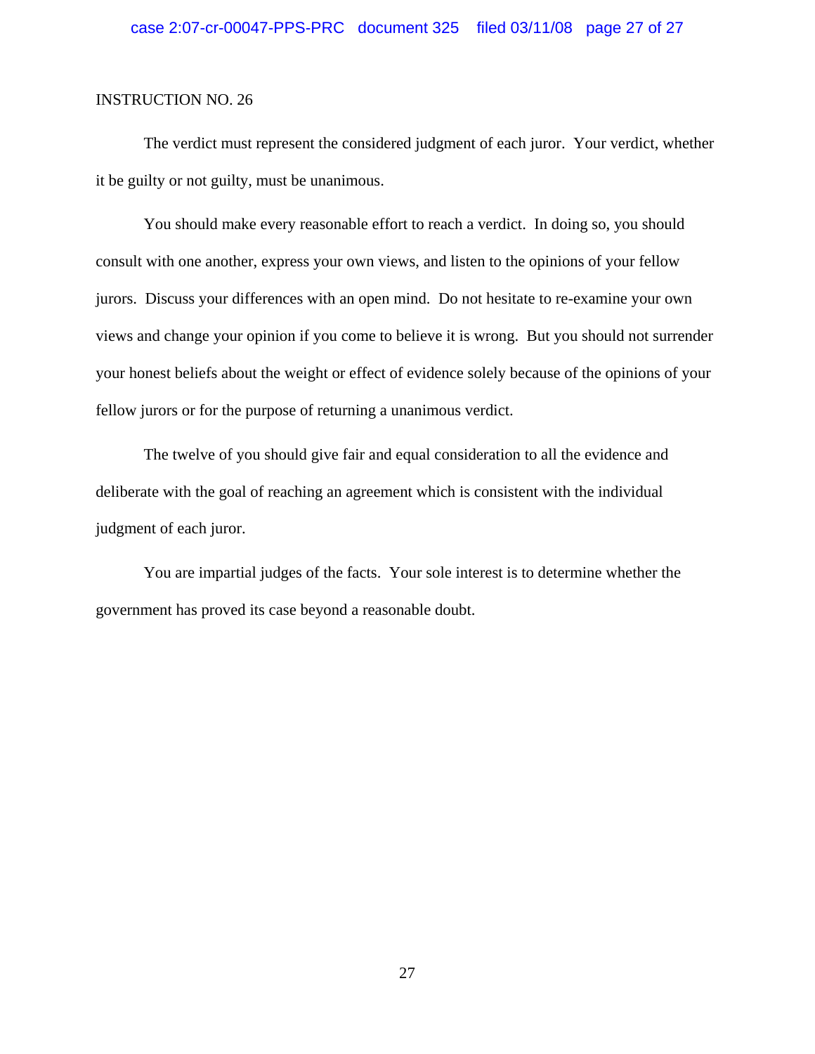INSTRUCTION NO. 26

The verdict must represent the considered judgment of each juror. Your verdict, whether it be guilty or not guilty, must be unanimous.

You should make every reasonable effort to reach a verdict. In doing so, you should consult with one another, express your own views, and listen to the opinions of your fellow jurors. Discuss your differences with an open mind. Do not hesitate to re-examine your own views and change your opinion if you come to believe it is wrong. But you should not surrender your honest beliefs about the weight or effect of evidence solely because of the opinions of your fellow jurors or for the purpose of returning a unanimous verdict.

The twelve of you should give fair and equal consideration to all the evidence and deliberate with the goal of reaching an agreement which is consistent with the individual judgment of each juror.

You are impartial judges of the facts. Your sole interest is to determine whether the government has proved its case beyond a reasonable doubt.